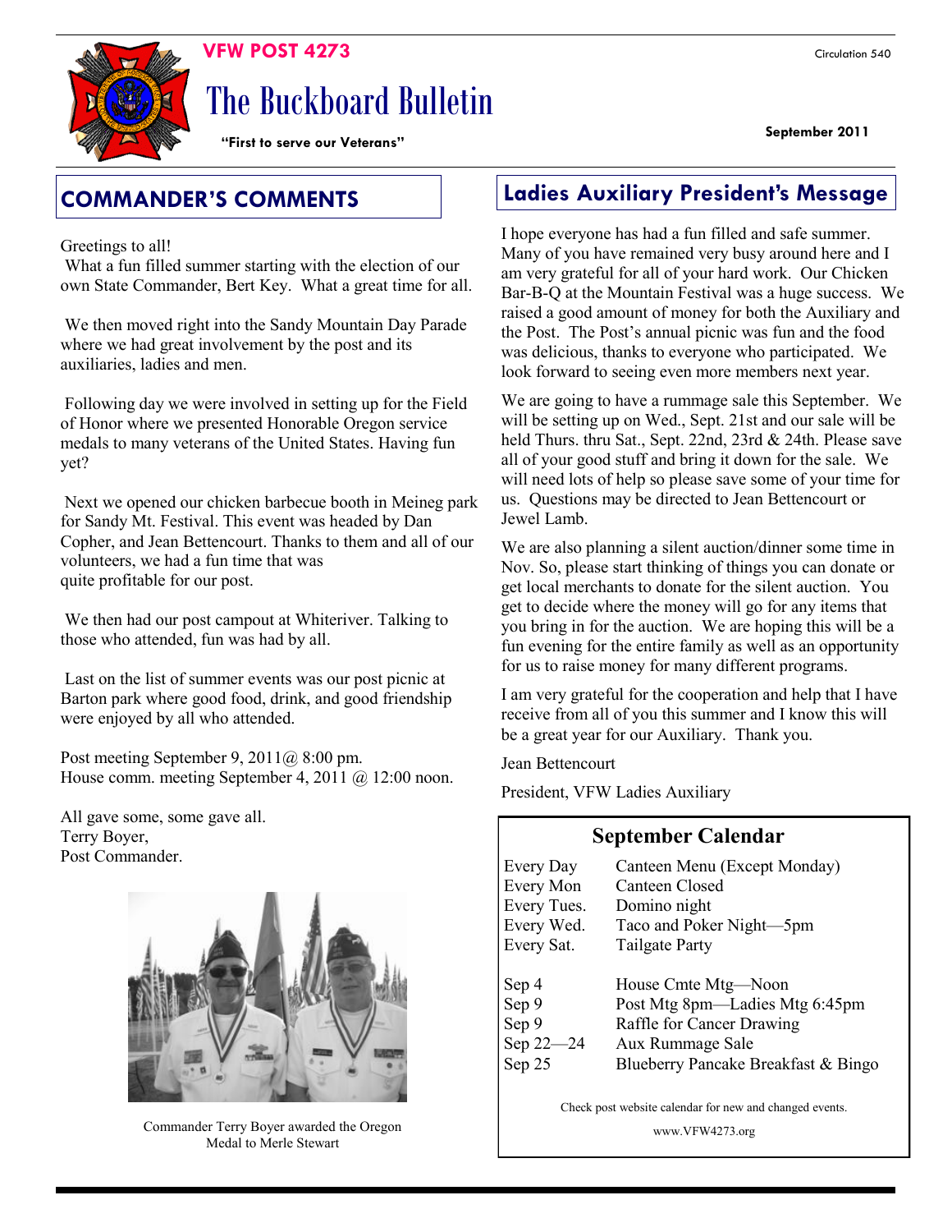**VFW POST 4273**

# The Buckboard Bulletin

**"First to serve our Veterans"**

Circulation 540

**September 2011**

## COMMANDER'S COMMENTS

Greetings to all!

What a fun filled summer starting with the election of our own State Commander, Bert Key. What a great time for all.

We then moved right into the Sandy Mountain Day Parade where we had great involvement by the post and its auxiliaries, ladies and men.

Following day we were involved in setting up for the Field of Honor where we presented Honorable Oregon service medals to many veterans of the United States. Having fun yet?

Next we opened our chicken barbecue booth in Meineg park for Sandy Mt. Festival. This event was headed by Dan Copher, and Jean Bettencourt. Thanks to them and all of our volunteers, we had a fun time that was quite profitable for our post.

We then had our post campout at Whiteriver. Talking to those who attended, fun was had by all.

Last on the list of summer events was our post picnic at Barton park where good food, drink, and good friendship were enjoyed by all who attended.

Post meeting September 9, 2011@ 8:00 pm.
House comm. meeting September 4, 2011 @ 12:00 noon.

All gave some, some gave all.
Terry Boyer,
Post Commander.

Commander Terry Boyer awarded the Oregon Medal to Merle Stewart

## Ladies Auxiliary President's Message

I hope everyone has had a fun filled and safe summer. Many of you have remained very busy around here and I am very grateful for all of your hard work. Our Chicken Bar-B-Q at the Mountain Festival was a huge success. We raised a good amount of money for both the Auxiliary and the Post. The Post's annual picnic was fun and the food was delicious, thanks to everyone who participated. We look forward to seeing even more members next year.

We are going to have a rummage sale this September. We will be setting up on Wed., Sept. 21st and our sale will be held Thurs. thru Sat., Sept. 22nd, 23rd & 24th. Please save all of your good stuff and bring it down for the sale. We will need lots of help so please save some of your time for us. Questions may be directed to Jean Bettencourt or Jewel Lamb.

We are also planning a silent auction/dinner some time in Nov. So, please start thinking of things you can donate or get local merchants to donate for the silent auction. You get to decide where the money will go for any items that you bring in for the auction. We are hoping this will be a fun evening for the entire family as well as an opportunity for us to raise money for many different programs.

I am very grateful for the cooperation and help that I have receive from all of you this summer and I know this will be a great year for our Auxiliary. Thank you.

Jean Bettencourt

President, VFW Ladies Auxiliary

### September Calendar

| | |
|---|---|
| Every Day | Canteen Menu (Except Monday) |
| Every Mon | Canteen Closed |
| Every Tues. | Domino night |
| Every Wed. | Taco and Poker Night—5pm |
| Every Sat. | Tailgate Party |
| Sep 4 | House Cmte Mtg—Noon |
| Sep 9 | Post Mtg 8pm—Ladies Mtg 6:45pm |
| Sep 9 | Raffle for Cancer Drawing |
| Sep 22—24 | Aux Rummage Sale |
| Sep 25 | Blueberry Pancake Breakfast & Bingo |

Check post website calendar for new and changed events.

www.VFW4273.org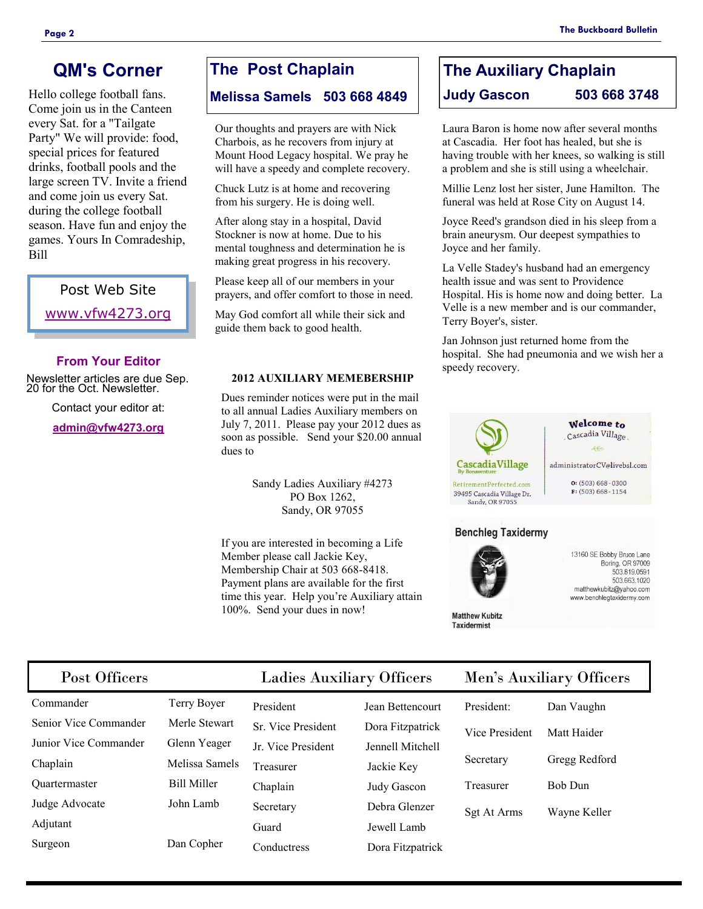## QM's Corner

Hello college football fans. Come join us in the Canteen every Sat. for a "Tailgate Party" We will provide: food, special prices for featured drinks, football pools and the large screen TV. Invite a friend and come join us every Sat. during the college football season. Have fun and enjoy the games. Yours In Comradeship, Bill

**Post Web Site**

www.vfw4273.org

### From Your Editor

Newsletter articles are due Sep. 20 for the Oct. Newsletter.

Contact your editor at:

**admin@vfw4273.org**

## The Post Chaplain

**Melissa Samels 503 668 4849**

Our thoughts and prayers are with Nick Charbois, as he recovers from injury at Mount Hood Legacy hospital. We pray he will have a speedy and complete recovery.

Chuck Lutz is at home and recovering from his surgery. He is doing well.

After along stay in a hospital, David Stockner is now at home. Due to his mental toughness and determination he is making great progress in his recovery.

Please keep all of our members in your prayers, and offer comfort to those in need.

May God comfort all while their sick and guide them back to good health.

### 2012 AUXILIARY MEMEBERSHIP

Dues reminder notices were put in the mail to all annual Ladies Auxiliary members on July 7, 2011. Please pay your 2012 dues as soon as possible. Send your $20.00 annual dues to

Sandy Ladies Auxiliary #4273
PO Box 1262,
Sandy, OR 97055

If you are interested in becoming a Life Member please call Jackie Key, Membership Chair at 503 668-8418. Payment plans are available for the first time this year. Help you're Auxiliary attain 100%. Send your dues in now!

## The Auxiliary Chaplain

**Judy Gascon 503 668 3748**

Laura Baron is home now after several months at Cascadia. Her foot has healed, but she is having trouble with her knees, so walking is still a problem and she is still using a wheelchair.

Millie Lenz lost her sister, June Hamilton. The funeral was held at Rose City on August 14.

Joyce Reed's grandson died in his sleep from a brain aneurysm. Our deepest sympathies to Joyce and her family.

La Velle Stadey's husband had an emergency health issue and was sent to Providence Hospital. His is home now and doing better. La Velle is a new member and is our commander, Terry Boyer's, sister.

Jan Johnson just returned home from the hospital. She had pneumonia and we wish her a speedy recovery.

**Cascadia Village** By Bonaventure
RetirementPerfected.com
39495 Cascadia Village Dr.
Sandy, OR 97055

Welcome to Cascadia Village
administratorCV@livebsl.com
O: (503) 668-0300
F: (503) 668-1154

**Benchleg Taxidermy**

Matthew Kubitz
Taxidermist

13160 SE Bobby Bruce Lane
Boring, OR 97009
503.819.0591
503.663.1020
matthewkubitz@yahoo.com
www.benchlegtaxidermy.com

| Post Officers | | Ladies Auxiliary Officers | | Men's Auxiliary Officers | |
|---|---|---|---|---|---|
| Commander | Terry Boyer | President | Jean Bettencourt | President: | Dan Vaughn |
| Senior Vice Commander | Merle Stewart | Sr. Vice President | Dora Fitzpatrick | Vice President | Matt Haider |
| Junior Vice Commander | Glenn Yeager | Jr. Vice President | Jennell Mitchell | Secretary | Gregg Redford |
| Chaplain | Melissa Samels | Treasurer | Jackie Key | Treasurer | Bob Dun |
| Quartermaster | Bill Miller | Chaplain | Judy Gascon | Sgt At Arms | Wayne Keller |
| Judge Advocate | John Lamb | Secretary | Debra Glenzer | | |
| Adjutant | | Guard | Jewell Lamb | | |
| Surgeon | Dan Copher | Conductress | Dora Fitzpatrick | | |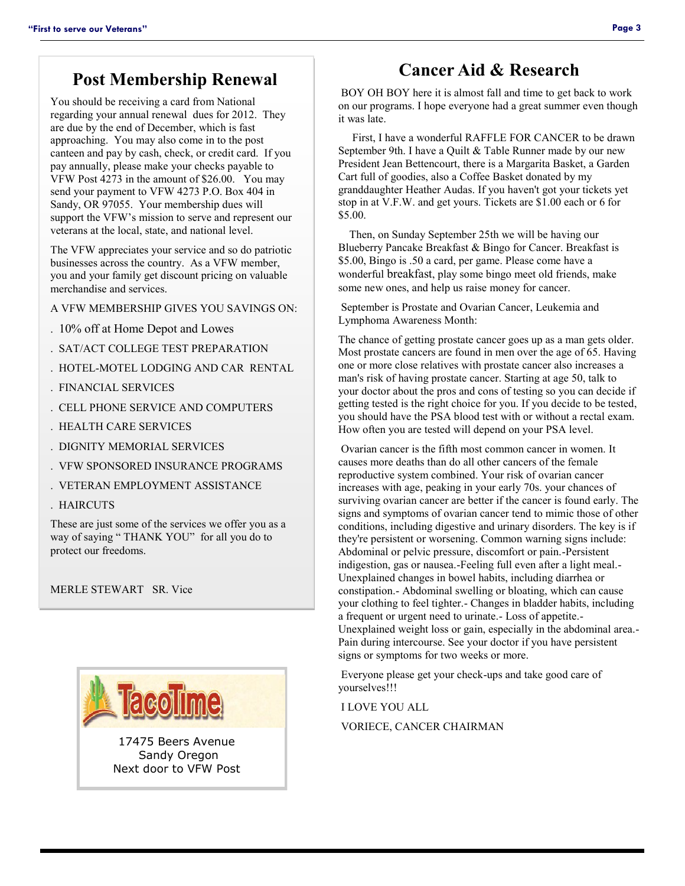## Post Membership Renewal

You should be receiving a card from National regarding your annual renewal dues for 2012. They are due by the end of December, which is fast approaching. You may also come in to the post canteen and pay by cash, check, or credit card. If you pay annually, please make your checks payable to VFW Post 4273 in the amount of $26.00. You may send your payment to VFW 4273 P.O. Box 404 in Sandy, OR 97055. Your membership dues will support the VFW's mission to serve and represent our veterans at the local, state, and national level.

The VFW appreciates your service and so do patriotic businesses across the country. As a VFW member, you and your family get discount pricing on valuable merchandise and services.

A VFW MEMBERSHIP GIVES YOU SAVINGS ON:

- 10% off at Home Depot and Lowes
- SAT/ACT COLLEGE TEST PREPARATION
- HOTEL-MOTEL LODGING AND CAR RENTAL
- FINANCIAL SERVICES
- CELL PHONE SERVICE AND COMPUTERS
- HEALTH CARE SERVICES
- DIGNITY MEMORIAL SERVICES
- VFW SPONSORED INSURANCE PROGRAMS
- VETERAN EMPLOYMENT ASSISTANCE
- HAIRCUTS

These are just some of the services we offer you as a way of saying " THANK YOU" for all you do to protect our freedoms.

MERLE STEWART SR. Vice

TacoTime

17475 Beers Avenue
Sandy Oregon
Next door to VFW Post

## Cancer Aid & Research

BOY OH BOY here it is almost fall and time to get back to work on our programs. I hope everyone had a great summer even though it was late.

First, I have a wonderful RAFFLE FOR CANCER to be drawn September 9th. I have a Quilt & Table Runner made by our new President Jean Bettencourt, there is a Margarita Basket, a Garden Cart full of goodies, also a Coffee Basket donated by my granddaughter Heather Audas. If you haven't got your tickets yet stop in at V.F.W. and get yours. Tickets are $1.00 each or 6 for $5.00.

Then, on Sunday September 25th we will be having our Blueberry Pancake Breakfast & Bingo for Cancer. Breakfast is $5.00, Bingo is .50 a card, per game. Please come have a wonderful breakfast, play some bingo meet old friends, make some new ones, and help us raise money for cancer.

September is Prostate and Ovarian Cancer, Leukemia and Lymphoma Awareness Month:

The chance of getting prostate cancer goes up as a man gets older. Most prostate cancers are found in men over the age of 65. Having one or more close relatives with prostate cancer also increases a man's risk of having prostate cancer. Starting at age 50, talk to your doctor about the pros and cons of testing so you can decide if getting tested is the right choice for you. If you decide to be tested, you should have the PSA blood test with or without a rectal exam. How often you are tested will depend on your PSA level.

Ovarian cancer is the fifth most common cancer in women. It causes more deaths than do all other cancers of the female reproductive system combined. Your risk of ovarian cancer increases with age, peaking in your early 70s. your chances of surviving ovarian cancer are better if the cancer is found early. The signs and symptoms of ovarian cancer tend to mimic those of other conditions, including digestive and urinary disorders. The key is if they're persistent or worsening. Common warning signs include: Abdominal or pelvic pressure, discomfort or pain.-Persistent indigestion, gas or nausea.-Feeling full even after a light meal.-Unexplained changes in bowel habits, including diarrhea or constipation.- Abdominal swelling or bloating, which can cause your clothing to feel tighter.- Changes in bladder habits, including a frequent or urgent need to urinate.- Loss of appetite.-Unexplained weight loss or gain, especially in the abdominal area.-Pain during intercourse. See your doctor if you have persistent signs or symptoms for two weeks or more.

Everyone please get your check-ups and take good care of yourselves!!!

I LOVE YOU ALL

VORIECE, CANCER CHAIRMAN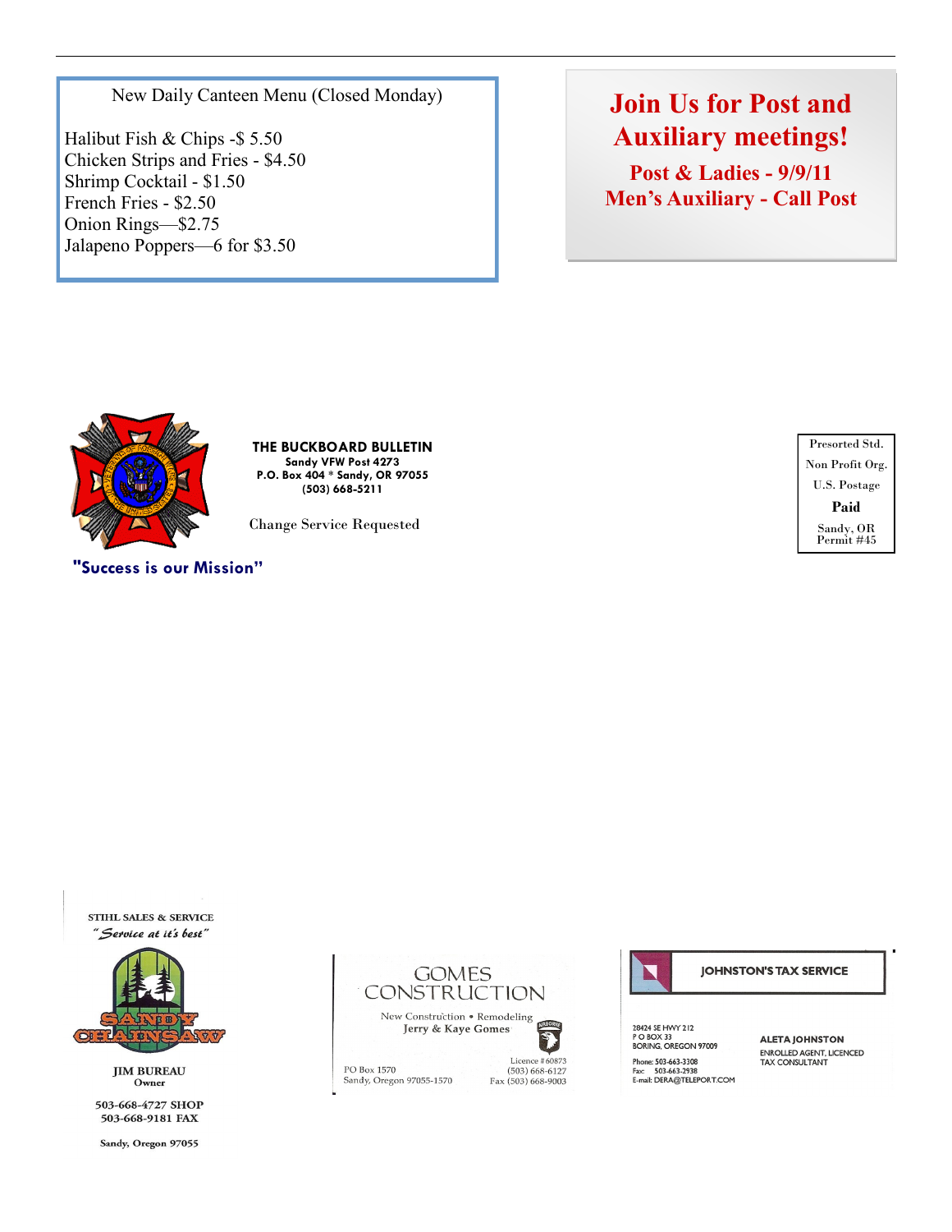New Daily Canteen Menu (Closed Monday)

Halibut Fish & Chips -$ 5.50
Chicken Strips and Fries - $4.50
Shrimp Cocktail - $1.50
French Fries - $2.50
Onion Rings—$2.75
Jalapeno Poppers—6 for $3.50

## Join Us for Post and Auxiliary meetings!

**Post & Ladies - 9/9/11**
**Men's Auxiliary - Call Post**

**THE BUCKBOARD BULLETIN**
**Sandy VFW Post 4273**
**P.O. Box 404 * Sandy, OR 97055**
**(503) 668-5211**

Change Service Requested

**"Success is our Mission"**

Presorted Std.
Non Profit Org.
U.S. Postage
**Paid**
Sandy, OR
Permit #45

STIHL SALES & SERVICE
*"Service at it's best"*
SANDY CHAINSAW
JIM BUREAU
Owner
503-668-4727 SHOP
503-668-9181 FAX
Sandy, Oregon 97055

GOMES CONSTRUCTION
New Construction • Remodeling
Jerry & Kaye Gomes
PO Box 1570
Sandy, Oregon 97055-1570
Licence #60873
(503) 668-6127
Fax (503) 668-9003

JOHNSTON'S TAX SERVICE
28424 SE HWY 212
P O BOX 33
BORING, OREGON 97009
Phone: 503-663-3308
Fax: 503-663-2938
E-mail: DERA@TELEPORT.COM
ALETA JOHNSTON
ENROLLED AGENT, LICENCED TAX CONSULTANT